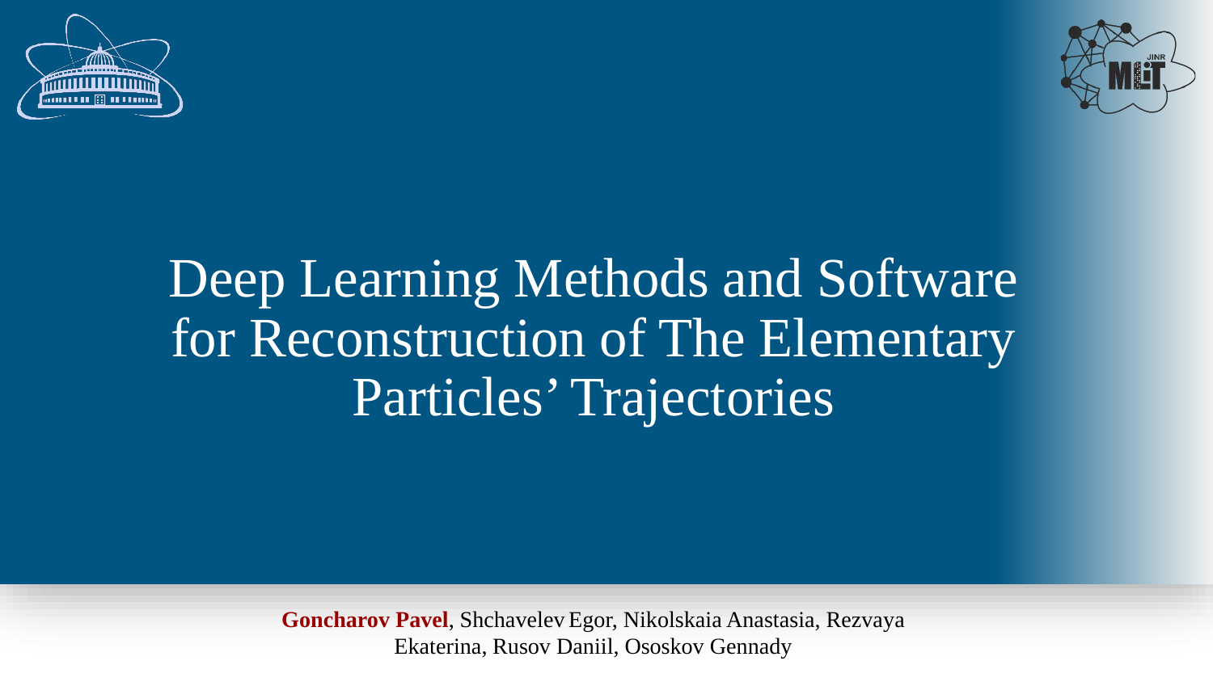# Deep Learning Methods and Software for Reconstruction of The Elementary Particles' Trajectories

**Goncharov Pavel**, Shchavelev Egor, Nikolskaia Anastasia, Rezvaya Ekaterina, Rusov Daniil, Ososkov Gennady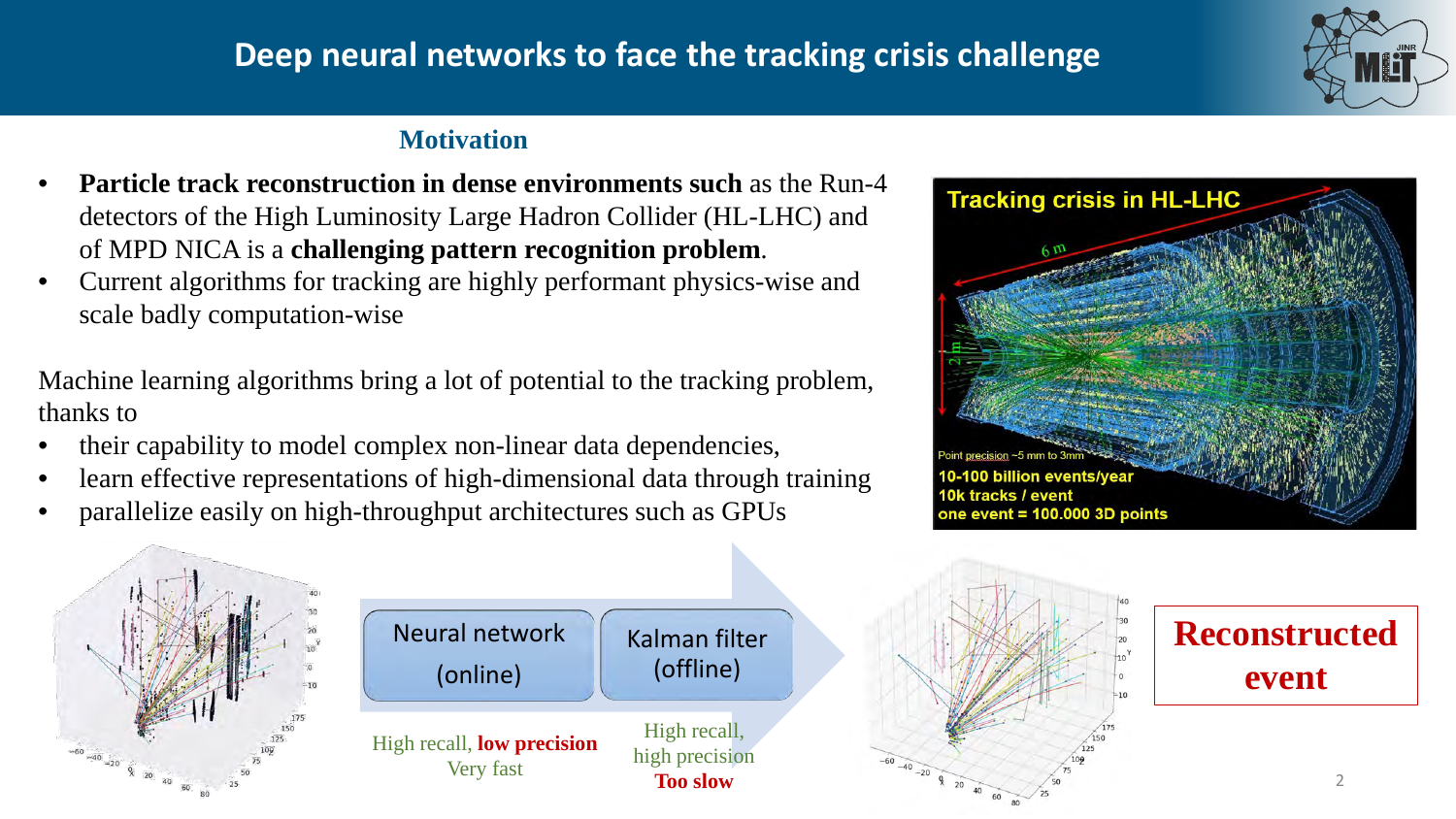# Deep neural networks to face the tracking crisis challenge

## Motivation

- **Particle track reconstruction in dense environments such** as the Run-4 detectors of the High Luminosity Large Hadron Collider (HL-LHC) and of MPD NICA is a **challenging pattern recognition problem**.
- Current algorithms for tracking are highly performant physics-wise and scale badly computation-wise

Machine learning algorithms bring a lot of potential to the tracking problem, thanks to

- their capability to model complex non-linear data dependencies,
- learn effective representations of high-dimensional data through training
- parallelize easily on high-throughput architectures such as GPUs

**Tracking crisis in HL-LHC**

Point precision ~5 mm to 3mm

**10-100 billion events/year**
**10k tracks / event**
**one event = 100.000 3D points**

| Neural network (online) | Kalman filter (offline) |
| --- | --- |
| High recall, **low precision** Very fast | High recall, high precision **Too slow** |

**Reconstructed event**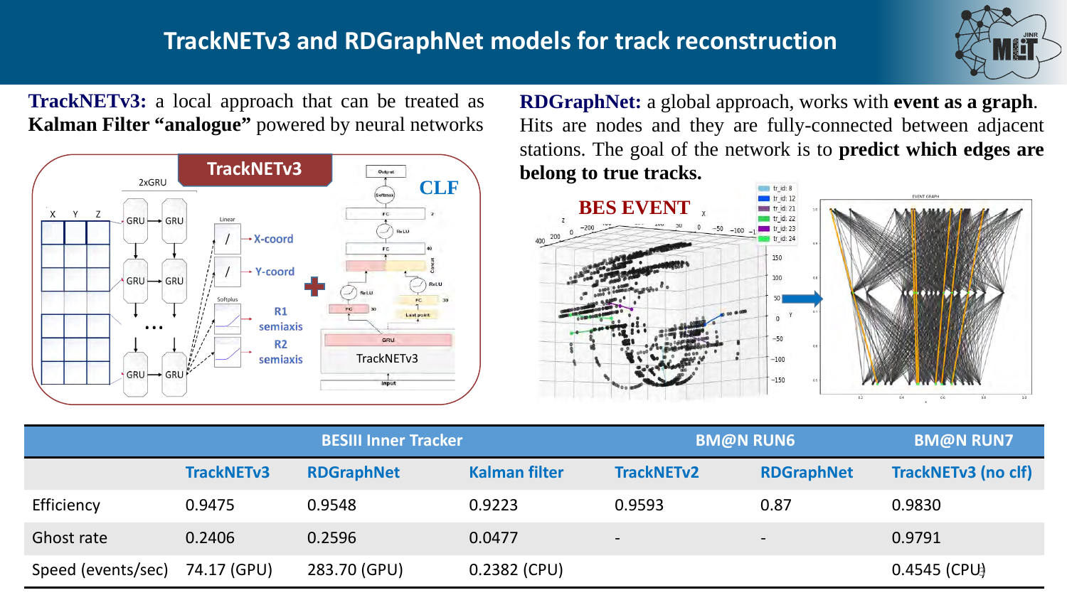# TrackNETv3 and RDGraphNet models for track reconstruction

**TrackNETv3:** a local approach that can be treated as **Kalman Filter "analogue"** powered by neural networks

**RDGraphNet:** a global approach, works with **event as a graph**. Hits are nodes and they are fully-connected between adjacent stations. The goal of the network is to **predict which edges are belong to true tracks.**

| | BESIII Inner Tracker | | | BM@N RUN6 | | BM@N RUN7 |
|---|---|---|---|---|---|---|
| | TrackNETv3 | RDGraphNet | Kalman filter | TrackNETv2 | RDGraphNet | TrackNETv3 (no clf) |
| Efficiency | 0.9475 | 0.9548 | 0.9223 | 0.9593 | 0.87 | 0.9830 |
| Ghost rate | 0.2406 | 0.2596 | 0.0477 | - | - | 0.9791 |
| Speed (events/sec) | 74.17 (GPU) | 283.70 (GPU) | 0.2382 (CPU) | | | 0.4545 (CPU) |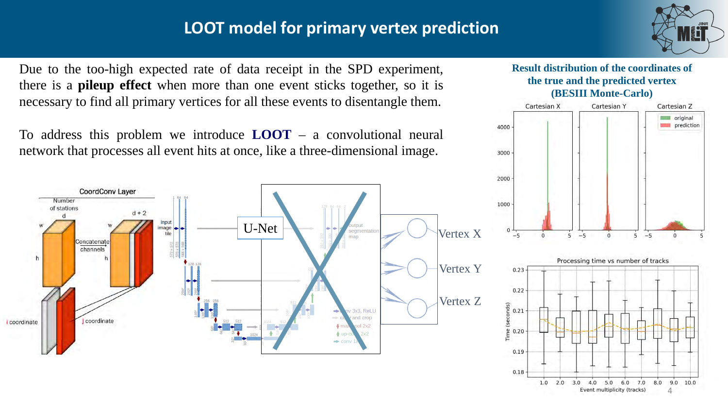# LOOT model for primary vertex prediction

Due to the too-high expected rate of data receipt in the SPD experiment, there is a **pileup effect** when more than one event sticks together, so it is necessary to find all primary vertices for all these events to disentangle them.

To address this problem we introduce **LOOT** – a convolutional neural network that processes all event hits at once, like a three-dimensional image.

**Result distribution of the coordinates of the true and the predicted vertex (BESIII Monte-Carlo)**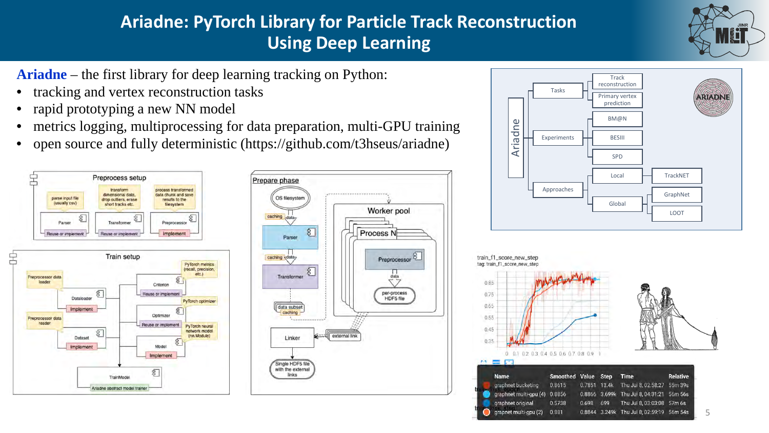# Ariadne: PyTorch Library for Particle Track Reconstruction Using Deep Learning

**Ariadne** – the first library for deep learning tracking on Python:

- tracking and vertex reconstruction tasks
- rapid prototyping a new NN model
- metrics logging, multiprocessing for data preparation, multi-GPU training
- open source and fully deterministic (https://github.com/t3hseus/ariadne)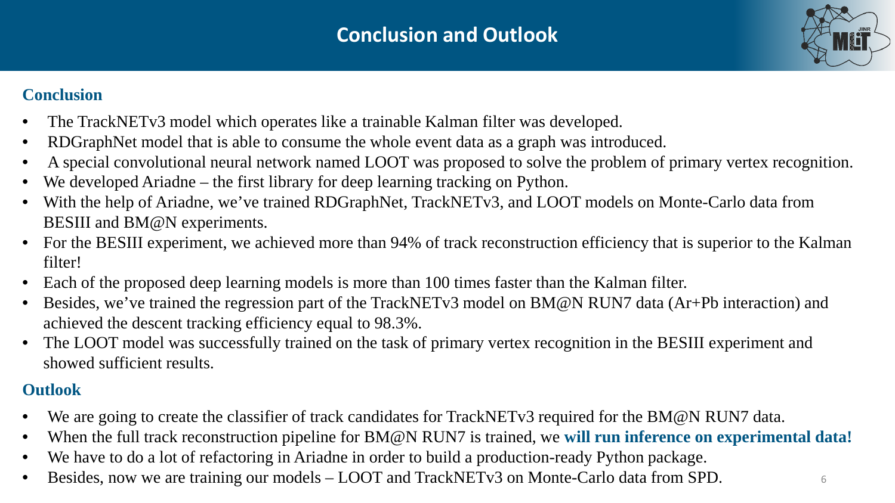# Conclusion and Outlook

## Conclusion

- The TrackNETv3 model which operates like a trainable Kalman filter was developed.
- RDGraphNet model that is able to consume the whole event data as a graph was introduced.
- A special convolutional neural network named LOOT was proposed to solve the problem of primary vertex recognition.
- We developed Ariadne – the first library for deep learning tracking on Python.
- With the help of Ariadne, we've trained RDGraphNet, TrackNETv3, and LOOT models on Monte-Carlo data from BESIII and BM@N experiments.
- For the BESIII experiment, we achieved more than 94% of track reconstruction efficiency that is superior to the Kalman filter!
- Each of the proposed deep learning models is more than 100 times faster than the Kalman filter.
- Besides, we've trained the regression part of the TrackNETv3 model on BM@N RUN7 data (Ar+Pb interaction) and achieved the descent tracking efficiency equal to 98.3%.
- The LOOT model was successfully trained on the task of primary vertex recognition in the BESIII experiment and showed sufficient results.

## Outlook

- We are going to create the classifier of track candidates for TrackNETv3 required for the BM@N RUN7 data.
- When the full track reconstruction pipeline for BM@N RUN7 is trained, we **will run inference on experimental data!**
- We have to do a lot of refactoring in Ariadne in order to build a production-ready Python package.
- Besides, now we are training our models – LOOT and TrackNETv3 on Monte-Carlo data from SPD.